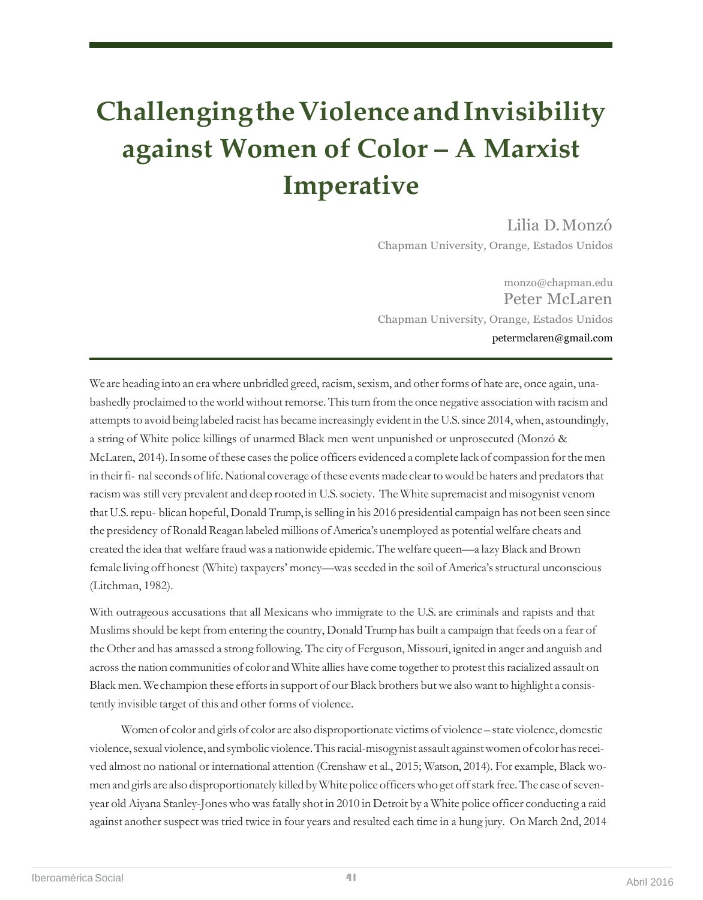# Challenging the Violence and Invisibility against Women of Color – A Marxist Imperative

Lilia D. Monzó

Chapman University, Orange, Estados Unidos

monzo@chapman.edu

Peter McLaren

Chapman University, Orange, Estados Unidos

petermclaren@gmail.com

---

We are heading into an era where unbridled greed, racism, sexism, and other forms of hate are, once again, unabashedly proclaimed to the world without remorse. This turn from the once negative association with racism and attempts to avoid being labeled racist has became increasingly evident in the U.S. since 2014, when, astoundingly, a string of White police killings of unarmed Black men went unpunished or unprosecuted (Monzó & McLaren, 2014). In some of these cases the police officers evidenced a complete lack of compassion for the men in their final seconds of life. National coverage of these events made clear to would be haters and predators that racism was still very prevalent and deep rooted in U.S. society. The White supremacist and misogynist venom that U.S. republican hopeful, Donald Trump, is selling in his 2016 presidential campaign has not been seen since the presidency of Ronald Reagan labeled millions of America's unemployed as potential welfare cheats and created the idea that welfare fraud was a nationwide epidemic. The welfare queen—a lazy Black and Brown female living off honest (White) taxpayers' money—was seeded in the soil of America's structural unconscious (Litchman, 1982).

With outrageous accusations that all Mexicans who immigrate to the U.S. are criminals and rapists and that Muslims should be kept from entering the country, Donald Trump has built a campaign that feeds on a fear of the Other and has amassed a strong following. The city of Ferguson, Missouri, ignited in anger and anguish and across the nation communities of color and White allies have come together to protest this racialized assault on Black men. We champion these efforts in support of our Black brothers but we also want to highlight a consistently invisible target of this and other forms of violence.

Women of color and girls of color are also disproportionate victims of violence – state violence, domestic violence, sexual violence, and symbolic violence. This racial-misogynist assault against women of color has received almost no national or international attention (Crenshaw et al., 2015; Watson, 2014). For example, Black women and girls are also disproportionately killed by White police officers who get off stark free. The case of seven-year old Aiyana Stanley-Jones who was fatally shot in 2010 in Detroit by a White police officer conducting a raid against another suspect was tried twice in four years and resulted each time in a hung jury. On March 2nd, 2014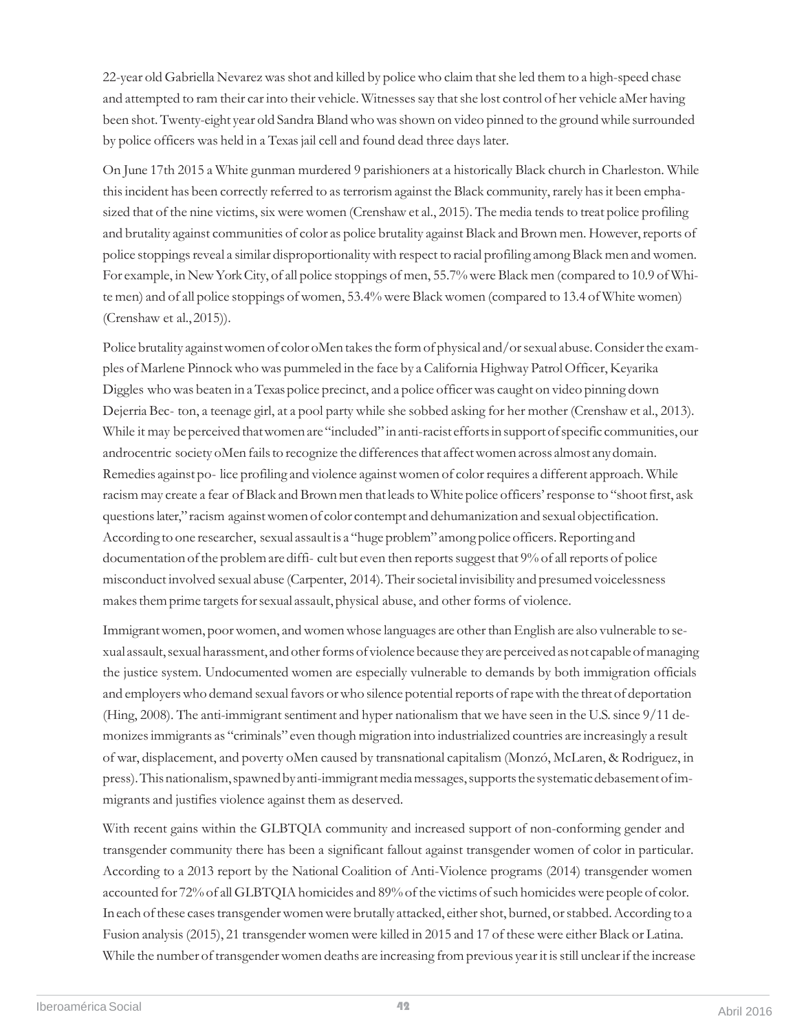22-year old Gabriella Nevarez was shot and killed by police who claim that she led them to a high-speed chase and attempted to ram their car into their vehicle. Witnesses say that she lost control of her vehicle aMer having been shot. Twenty-eight year old Sandra Bland who was shown on video pinned to the ground while surrounded by police officers was held in a Texas jail cell and found dead three days later.

On June 17th 2015 a White gunman murdered 9 parishioners at a historically Black church in Charleston. While this incident has been correctly referred to as terrorism against the Black community, rarely has it been emphasized that of the nine victims, six were women (Crenshaw et al., 2015). The media tends to treat police profiling and brutality against communities of color as police brutality against Black and Brown men. However, reports of police stoppings reveal a similar disproportionality with respect to racial profiling among Black men and women. For example, in New York City, of all police stoppings of men, 55.7% were Black men (compared to 10.9 of White men) and of all police stoppings of women, 53.4% were Black women (compared to 13.4 of White women) (Crenshaw et al., 2015)).

Police brutality against women of color oMen takes the form of physical and/or sexual abuse. Consider the examples of Marlene Pinnock who was pummeled in the face by a California Highway Patrol Officer, Keyarika Diggles who was beaten in a Texas police precinct, and a police officer was caught on video pinning down Dejerria Bec- ton, a teenage girl, at a pool party while she sobbed asking for her mother (Crenshaw et al., 2013). While it may be perceived that women are "included" in anti-racist efforts in support of specific communities, our androcentric society oMen fails to recognize the differences that affect women across almost any domain. Remedies against po- lice profiling and violence against women of color requires a different approach. While racism may create a fear of Black and Brown men that leads to White police officers' response to "shoot first, ask questions later," racism against women of color contempt and dehumanization and sexual objectification. According to one researcher, sexual assault is a "huge problem" among police officers. Reporting and documentation of the problem are diffi- cult but even then reports suggest that 9% of all reports of police misconduct involved sexual abuse (Carpenter, 2014). Their societal invisibility and presumed voicelessness makes them prime targets for sexual assault, physical abuse, and other forms of violence.

Immigrant women, poor women, and women whose languages are other than English are also vulnerable to sexual assault, sexual harassment, and other forms of violence because they are perceived as not capable of managing the justice system. Undocumented women are especially vulnerable to demands by both immigration officials and employers who demand sexual favors or who silence potential reports of rape with the threat of deportation (Hing, 2008). The anti-immigrant sentiment and hyper nationalism that we have seen in the U.S. since 9/11 demonizes immigrants as "criminals" even though migration into industrialized countries are increasingly a result of war, displacement, and poverty oMen caused by transnational capitalism (Monzó, McLaren, & Rodriguez, in press). This nationalism, spawned by anti-immigrant media messages, supports the systematic debasement of immigrants and justifies violence against them as deserved.

With recent gains within the GLBTQIA community and increased support of non-conforming gender and transgender community there has been a significant fallout against transgender women of color in particular. According to a 2013 report by the National Coalition of Anti-Violence programs (2014) transgender women accounted for 72% of all GLBTQIA homicides and 89% of the victims of such homicides were people of color. In each of these cases transgender women were brutally attacked, either shot, burned, or stabbed. According to a Fusion analysis (2015), 21 transgender women were killed in 2015 and 17 of these were either Black or Latina. While the number of transgender women deaths are increasing from previous year it is still unclear if the increase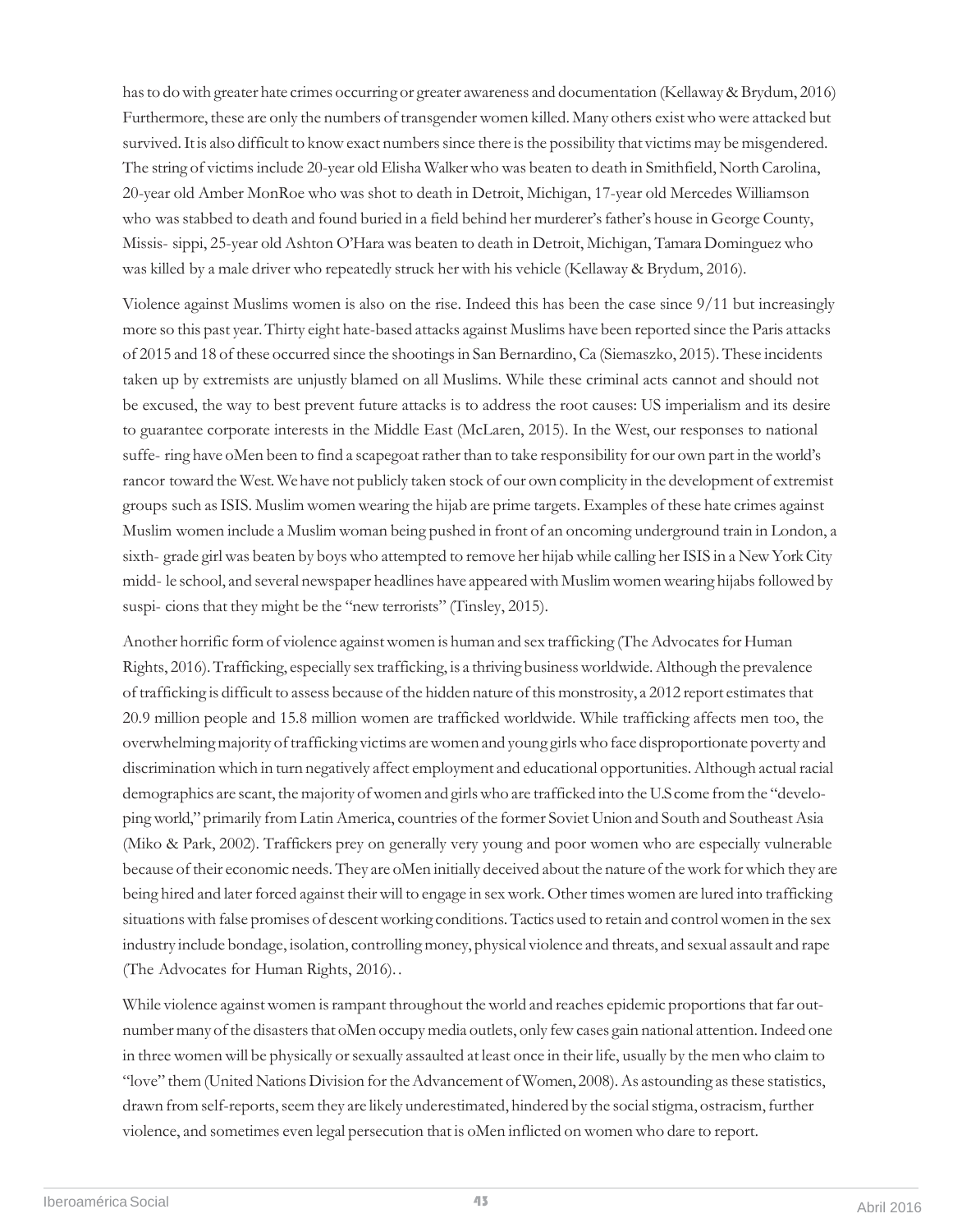has to do with greater hate crimes occurring or greater awareness and documentation (Kellaway & Brydum, 2016) Furthermore, these are only the numbers of transgender women killed. Many others exist who were attacked but survived. It is also difficult to know exact numbers since there is the possibility that victims may be misgendered. The string of victims include 20-year old Elisha Walker who was beaten to death in Smithfield, North Carolina, 20-year old Amber MonRoe who was shot to death in Detroit, Michigan, 17-year old Mercedes Williamson who was stabbed to death and found buried in a field behind her murderer's father's house in George County, Missis- sippi, 25-year old Ashton O'Hara was beaten to death in Detroit, Michigan, Tamara Dominguez who was killed by a male driver who repeatedly struck her with his vehicle (Kellaway & Brydum, 2016).

Violence against Muslims women is also on the rise. Indeed this has been the case since 9/11 but increasingly more so this past year. Thirty eight hate-based attacks against Muslims have been reported since the Paris attacks of 2015 and 18 of these occurred since the shootings in San Bernardino, Ca (Siemaszko, 2015). These incidents taken up by extremists are unjustly blamed on all Muslims. While these criminal acts cannot and should not be excused, the way to best prevent future attacks is to address the root causes: US imperialism and its desire to guarantee corporate interests in the Middle East (McLaren, 2015). In the West, our responses to national suffe- ring have oMen been to find a scapegoat rather than to take responsibility for our own part in the world's rancor toward the West. We have not publicly taken stock of our own complicity in the development of extremist groups such as ISIS. Muslim women wearing the hijab are prime targets. Examples of these hate crimes against Muslim women include a Muslim woman being pushed in front of an oncoming underground train in London, a sixth- grade girl was beaten by boys who attempted to remove her hijab while calling her ISIS in a New York City midd- le school, and several newspaper headlines have appeared with Muslim women wearing hijabs followed by suspi- cions that they might be the "new terrorists" (Tinsley, 2015).

Another horrific form of violence against women is human and sex trafficking (The Advocates for Human Rights, 2016). Trafficking, especially sex trafficking, is a thriving business worldwide. Although the prevalence of trafficking is difficult to assess because of the hidden nature of this monstrosity, a 2012 report estimates that 20.9 million people and 15.8 million women are trafficked worldwide. While trafficking affects men too, the overwhelming majority of trafficking victims are women and young girls who face disproportionate poverty and discrimination which in turn negatively affect employment and educational opportunities. Although actual racial demographics are scant, the majority of women and girls who are trafficked into the U.S come from the "develo- ping world," primarily from Latin America, countries of the former Soviet Union and South and Southeast Asia (Miko & Park, 2002). Traffickers prey on generally very young and poor women who are especially vulnerable because of their economic needs. They are oMen initially deceived about the nature of the work for which they are being hired and later forced against their will to engage in sex work. Other times women are lured into trafficking situations with false promises of descent working conditions. Tactics used to retain and control women in the sex industry include bondage, isolation, controlling money, physical violence and threats, and sexual assault and rape (The Advocates for Human Rights, 2016)..

While violence against women is rampant throughout the world and reaches epidemic proportions that far out- number many of the disasters that oMen occupy media outlets, only few cases gain national attention. Indeed one in three women will be physically or sexually assaulted at least once in their life, usually by the men who claim to "love" them (United Nations Division for the Advancement of Women, 2008). As astounding as these statistics, drawn from self-reports, seem they are likely underestimated, hindered by the social stigma, ostracism, further violence, and sometimes even legal persecution that is oMen inflicted on women who dare to report.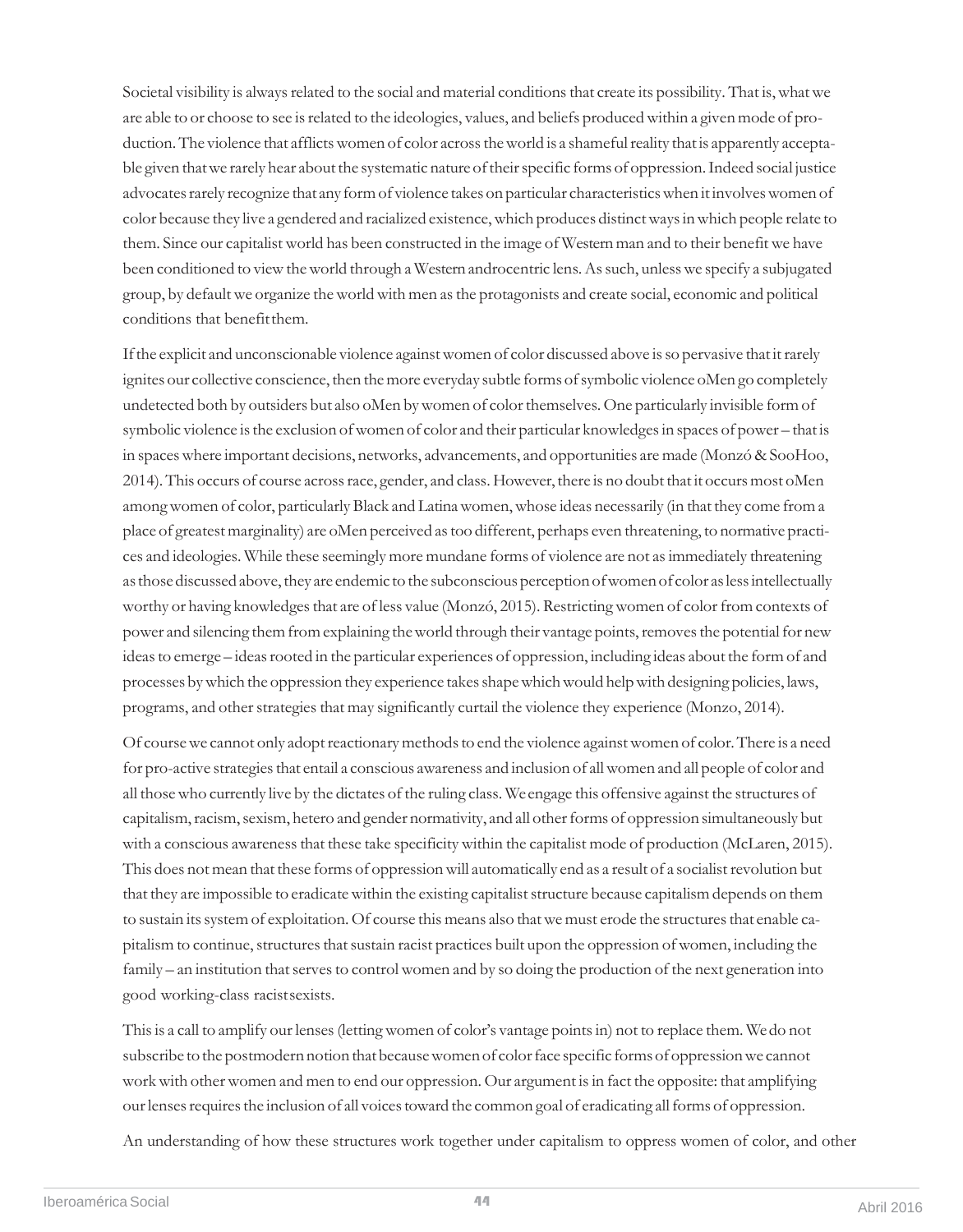Societal visibility is always related to the social and material conditions that create its possibility. That is, what we are able to or choose to see is related to the ideologies, values, and beliefs produced within a given mode of production. The violence that afflicts women of color across the world is a shameful reality that is apparently acceptable given that we rarely hear about the systematic nature of their specific forms of oppression. Indeed social justice advocates rarely recognize that any form of violence takes on particular characteristics when it involves women of color because they live a gendered and racialized existence, which produces distinct ways in which people relate to them. Since our capitalist world has been constructed in the image of Western man and to their benefit we have been conditioned to view the world through a Western androcentric lens. As such, unless we specify a subjugated group, by default we organize the world with men as the protagonists and create social, economic and political conditions that benefit them.

If the explicit and unconscionable violence against women of color discussed above is so pervasive that it rarely ignites our collective conscience, then the more everyday subtle forms of symbolic violence oMen go completely undetected both by outsiders but also oMen by women of color themselves. One particularly invisible form of symbolic violence is the exclusion of women of color and their particular knowledges in spaces of power – that is in spaces where important decisions, networks, advancements, and opportunities are made (Monzó & SooHoo, 2014). This occurs of course across race, gender, and class. However, there is no doubt that it occurs most oMen among women of color, particularly Black and Latina women, whose ideas necessarily (in that they come from a place of greatest marginality) are oMen perceived as too different, perhaps even threatening, to normative practices and ideologies. While these seemingly more mundane forms of violence are not as immediately threatening as those discussed above, they are endemic to the subconscious perception of women of color as less intellectually worthy or having knowledges that are of less value (Monzó, 2015). Restricting women of color from contexts of power and silencing them from explaining the world through their vantage points, removes the potential for new ideas to emerge – ideas rooted in the particular experiences of oppression, including ideas about the form of and processes by which the oppression they experience takes shape which would help with designing policies, laws, programs, and other strategies that may significantly curtail the violence they experience (Monzo, 2014).

Of course we cannot only adopt reactionary methods to end the violence against women of color. There is a need for pro-active strategies that entail a conscious awareness and inclusion of all women and all people of color and all those who currently live by the dictates of the ruling class. We engage this offensive against the structures of capitalism, racism, sexism, hetero and gender normativity, and all other forms of oppression simultaneously but with a conscious awareness that these take specificity within the capitalist mode of production (McLaren, 2015). This does not mean that these forms of oppression will automatically end as a result of a socialist revolution but that they are impossible to eradicate within the existing capitalist structure because capitalism depends on them to sustain its system of exploitation. Of course this means also that we must erode the structures that enable capitalism to continue, structures that sustain racist practices built upon the oppression of women, including the family – an institution that serves to control women and by so doing the production of the next generation into good working-class racist sexists.

This is a call to amplify our lenses (letting women of color's vantage points in) not to replace them. We do not subscribe to the postmodern notion that because women of color face specific forms of oppression we cannot work with other women and men to end our oppression. Our argument is in fact the opposite: that amplifying our lenses requires the inclusion of all voices toward the common goal of eradicating all forms of oppression.

An understanding of how these structures work together under capitalism to oppress women of color, and other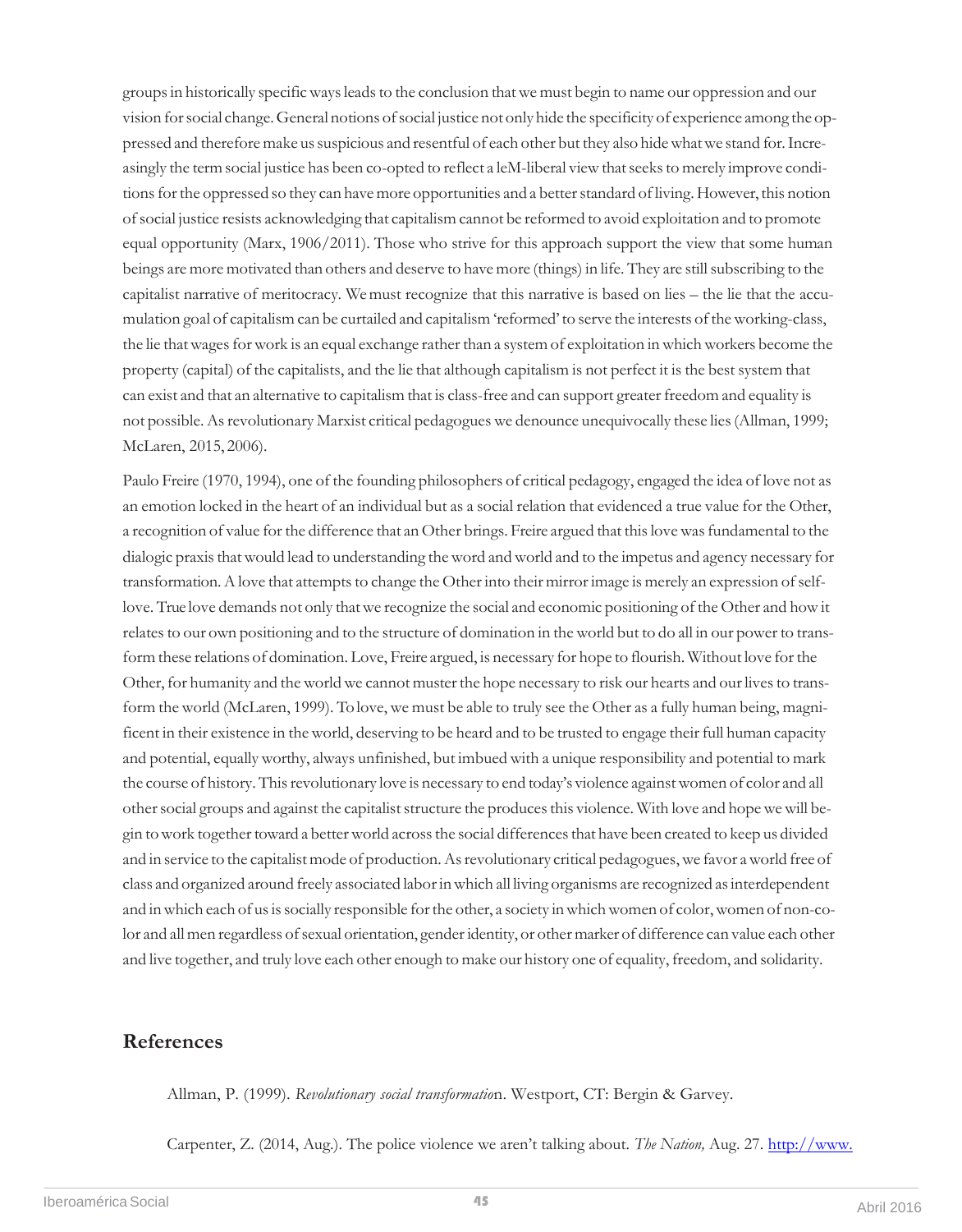groups in historically specific ways leads to the conclusion that we must begin to name our oppression and our vision for social change. General notions of social justice not only hide the specificity of experience among the oppressed and therefore make us suspicious and resentful of each other but they also hide what we stand for. Increasingly the term social justice has been co-opted to reflect a leM-liberal view that seeks to merely improve conditions for the oppressed so they can have more opportunities and a better standard of living. However, this notion of social justice resists acknowledging that capitalism cannot be reformed to avoid exploitation and to promote equal opportunity (Marx, 1906/2011). Those who strive for this approach support the view that some human beings are more motivated than others and deserve to have more (things) in life. They are still subscribing to the capitalist narrative of meritocracy. We must recognize that this narrative is based on lies – the lie that the accumulation goal of capitalism can be curtailed and capitalism 'reformed' to serve the interests of the working-class, the lie that wages for work is an equal exchange rather than a system of exploitation in which workers become the property (capital) of the capitalists, and the lie that although capitalism is not perfect it is the best system that can exist and that an alternative to capitalism that is class-free and can support greater freedom and equality is not possible. As revolutionary Marxist critical pedagogues we denounce unequivocally these lies (Allman, 1999; McLaren, 2015, 2006).

Paulo Freire (1970, 1994), one of the founding philosophers of critical pedagogy, engaged the idea of love not as an emotion locked in the heart of an individual but as a social relation that evidenced a true value for the Other, a recognition of value for the difference that an Other brings. Freire argued that this love was fundamental to the dialogic praxis that would lead to understanding the word and world and to the impetus and agency necessary for transformation. A love that attempts to change the Other into their mirror image is merely an expression of self-love. True love demands not only that we recognize the social and economic positioning of the Other and how it relates to our own positioning and to the structure of domination in the world but to do all in our power to transform these relations of domination. Love, Freire argued, is necessary for hope to flourish. Without love for the Other, for humanity and the world we cannot muster the hope necessary to risk our hearts and our lives to transform the world (McLaren, 1999). To love, we must be able to truly see the Other as a fully human being, magnificent in their existence in the world, deserving to be heard and to be trusted to engage their full human capacity and potential, equally worthy, always unfinished, but imbued with a unique responsibility and potential to mark the course of history. This revolutionary love is necessary to end today's violence against women of color and all other social groups and against the capitalist structure the produces this violence. With love and hope we will begin to work together toward a better world across the social differences that have been created to keep us divided and in service to the capitalist mode of production. As revolutionary critical pedagogues, we favor a world free of class and organized around freely associated labor in which all living organisms are recognized as interdependent and in which each of us is socially responsible for the other, a society in which women of color, women of non-color and all men regardless of sexual orientation, gender identity, or other marker of difference can value each other and live together, and truly love each other enough to make our history one of equality, freedom, and solidarity.

## References

Allman, P. (1999). *Revolutionary social transformatio*n. Westport, CT: Bergin & Garvey.

Carpenter, Z. (2014, Aug.). The police violence we aren't talking about. *The Nation,* Aug. 27. http://www.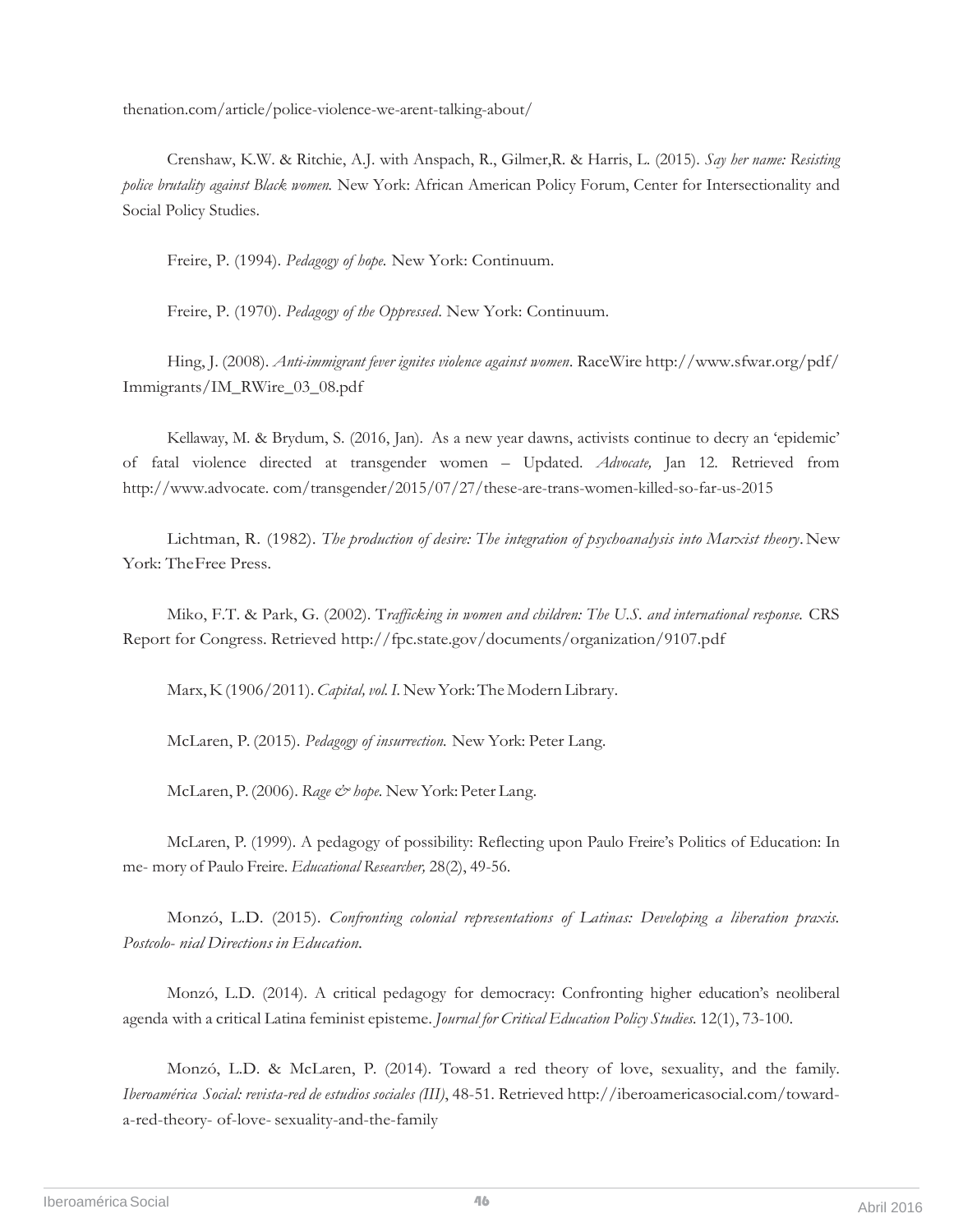thenation.com/article/police-violence-we-arent-talking-about/

Crenshaw, K.W. & Ritchie, A.J. with Anspach, R., Gilmer,R. & Harris, L. (2015). *Say her name: Resisting police brutality against Black women.* New York: African American Policy Forum, Center for Intersectionality and Social Policy Studies.

Freire, P. (1994). *Pedagogy of hope.* New York: Continuum.

Freire, P. (1970). *Pedagogy of the Oppressed*. New York: Continuum.

Hing, J. (2008). *Anti-immigrant fever ignites violence against women*. RaceWire http://www.sfwar.org/pdf/Immigrants/IM_RWire_03_08.pdf

Kellaway, M. & Brydum, S. (2016, Jan). As a new year dawns, activists continue to decry an 'epidemic' of fatal violence directed at transgender women – Updated. *Advocate,* Jan 12. Retrieved from http://www.advocate. com/transgender/2015/07/27/these-are-trans-women-killed-so-far-us-2015

Lichtman, R. (1982). *The production of desire: The integration of psychoanalysis into Marxist theory*. New York: TheFree Press.

Miko, F.T. & Park, G. (2002). T*rafficking in women and children: The U.S. and international response.* CRS Report for Congress. Retrieved http://fpc.state.gov/documents/organization/9107.pdf

Marx, K (1906/2011). *Capital, vol. I.* New York: The Modern Library.

McLaren, P. (2015). *Pedagogy of insurrection.* New York: Peter Lang.

McLaren, P. (2006). *Rage & hope.* New York: Peter Lang.

McLaren, P. (1999). A pedagogy of possibility: Reflecting upon Paulo Freire's Politics of Education: In me- mory of Paulo Freire. *Educational Researcher,* 28(2), 49-56.

Monzó, L.D. (2015). *Confronting colonial representations of Latinas: Developing a liberation praxis. Postcolo- nial Directions in Education.*

Monzó, L.D. (2014). A critical pedagogy for democracy: Confronting higher education's neoliberal agenda with a critical Latina feminist episteme. *Journal for Critical Education Policy Studies.* 12(1), 73-100.

Monzó, L.D. & McLaren, P. (2014). Toward a red theory of love, sexuality, and the family. *Iberoamérica Social: revista-red de estudios sociales (III)*, 48-51. Retrieved http://iberoamericasocial.com/toward-a-red-theory- of-love- sexuality-and-the-family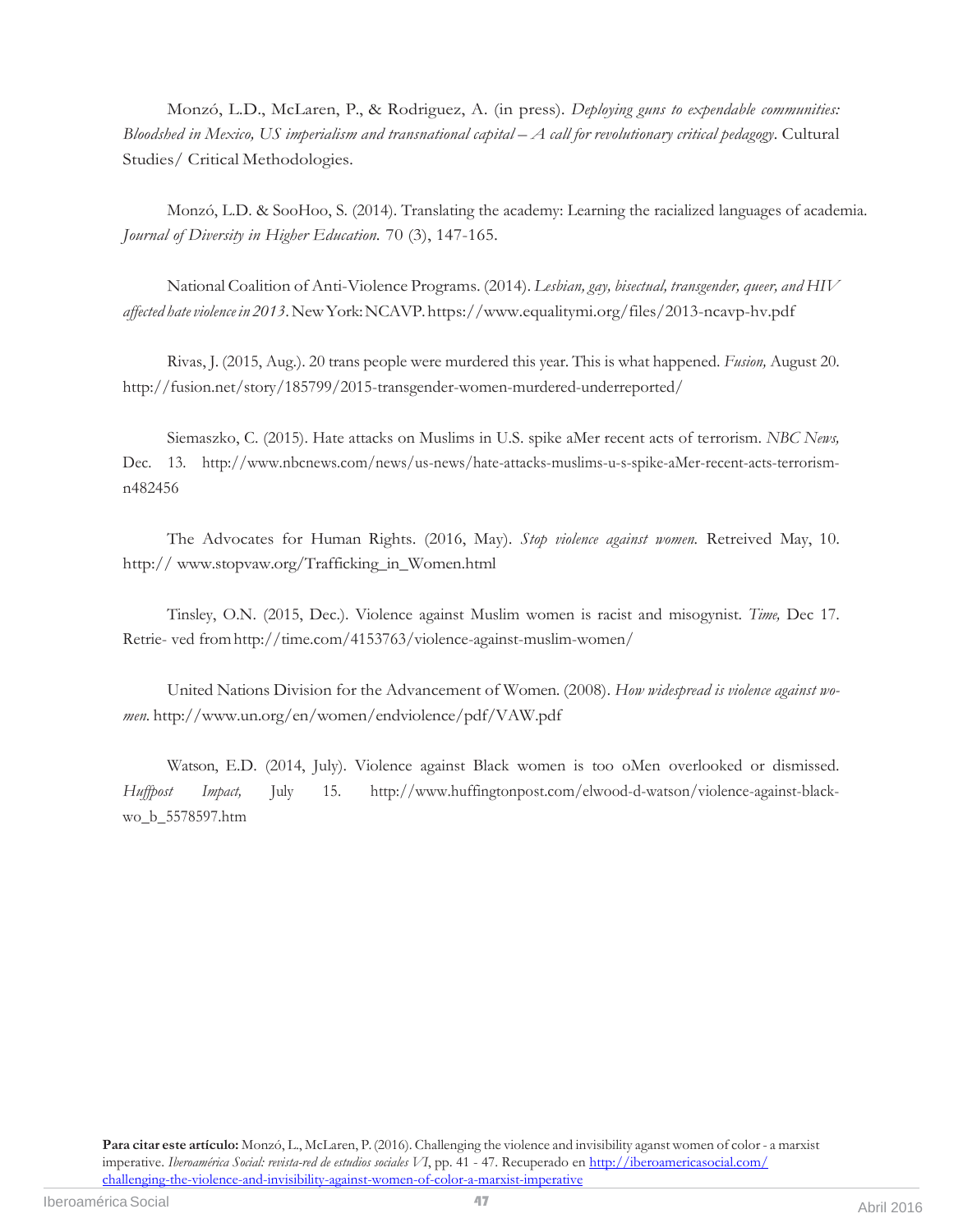Monzó, L.D., McLaren, P., & Rodriguez, A. (in press). *Deploying guns to expendable communities: Bloodshed in Mexico, US imperialism and transnational capital – A call for revolutionary critical pedagogy*. Cultural Studies/ Critical Methodologies.

Monzó, L.D. & SooHoo, S. (2014). Translating the academy: Learning the racialized languages of academia. *Journal of Diversity in Higher Education.* 70 (3), 147-165.

National Coalition of Anti-Violence Programs. (2014). *Lesbian, gay, bisectual, transgender, queer, and HIV affected hate violence in 2013*. New York: NCAVP. https://www.equalitymi.org/files/2013-ncavp-hv.pdf

Rivas, J. (2015, Aug.). 20 trans people were murdered this year. This is what happened. *Fusion,* August 20. http://fusion.net/story/185799/2015-transgender-women-murdered-underreported/

Siemaszko, C. (2015). Hate attacks on Muslims in U.S. spike aMer recent acts of terrorism. *NBC News,* Dec. 13. http://www.nbcnews.com/news/us-news/hate-attacks-muslims-u-s-spike-aMer-recent-acts-terrorism-n482456

The Advocates for Human Rights. (2016, May). *Stop violence against women.* Retreived May, 10. http:// www.stopvaw.org/Trafficking_in_Women.html

Tinsley, O.N. (2015, Dec.). Violence against Muslim women is racist and misogynist. *Time,* Dec 17. Retrie- ved from http://time.com/4153763/violence-against-muslim-women/

United Nations Division for the Advancement of Women. (2008). *How widespread is violence against women.* http://www.un.org/en/women/endviolence/pdf/VAW.pdf

Watson, E.D. (2014, July). Violence against Black women is too oMen overlooked or dismissed. *Huffpost Impact,* July 15. http://www.huffingtonpost.com/elwood-d-watson/violence-against-black-wo_b_5578597.htm

**Para citar este artículo:** Monzó, L., McLaren, P. (2016). Challenging the violence and invisibility aganst women of color - a marxist imperative. *Iberoamérica Social: revista-red de estudios sociales VI*, pp. 41 - 47. Recuperado en http://iberoamericasocial.com/challenging-the-violence-and-invisibility-against-women-of-color-a-marxist-imperative